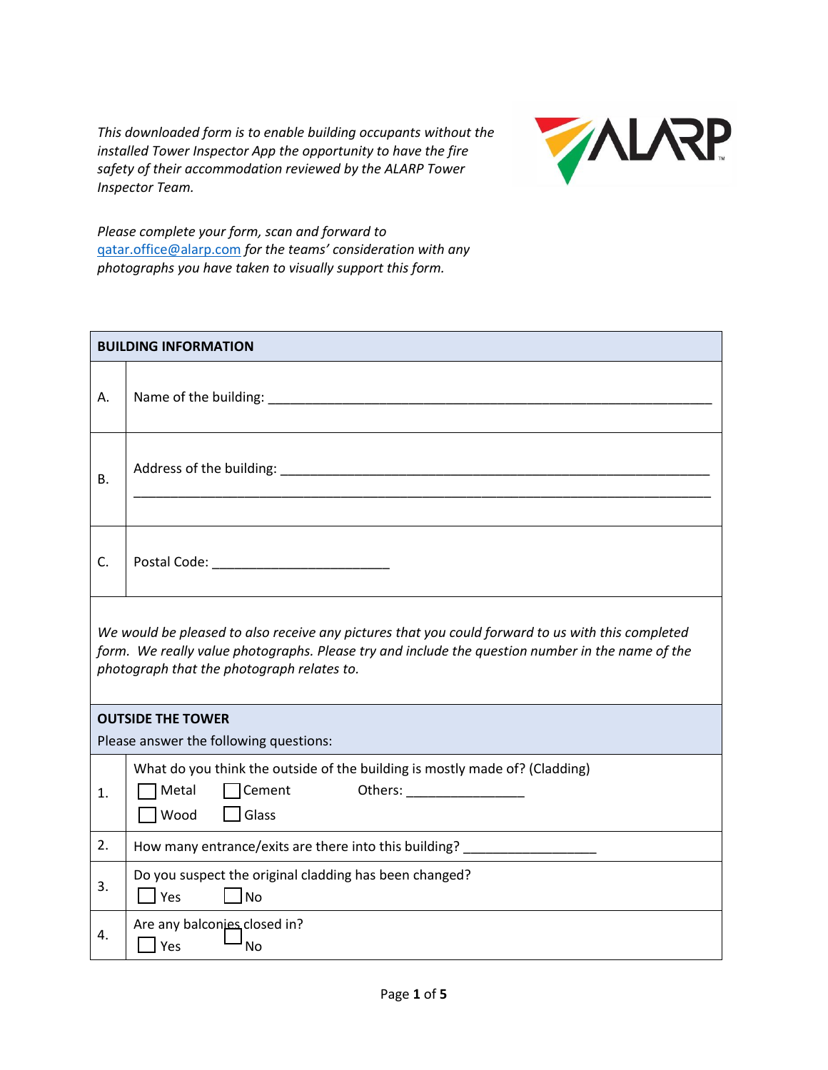*This downloaded form is to enable building occupants without the installed Tower Inspector App the opportunity to have the fire safety of their accommodation reviewed by the ALARP Tower Inspector Team.*

*Please complete your form, scan and forward to* qatar.office@alarp.com *for the teams' consideration with any photographs you have taken to visually support this form.*

| **BUILDING INFORMATION** | |
|---|---|
| A. | Name of the building: ____________________________________________ |
| B. | Address of the building: ____________________________________________ ____________________________________________ |
| C. | Postal Code: ______________________ |

*We would be pleased to also receive any pictures that you could forward to us with this completed form. We really value photographs. Please try and include the question number in the name of the photograph that the photograph relates to.*

| **OUTSIDE THE TOWER** Please answer the following questions: | |
|---|---|
| 1. | What do you think the outside of the building is mostly made of? (Cladding) ☐ Metal ☐ Cement Others: ________________ ☐ Wood ☐ Glass |
| 2. | How many entrance/exits are there into this building? __________________ |
| 3. | Do you suspect the original cladding has been changed? ☐ Yes ☐ No |
| 4. | Are any balconies closed in? ☐ Yes ☐ No |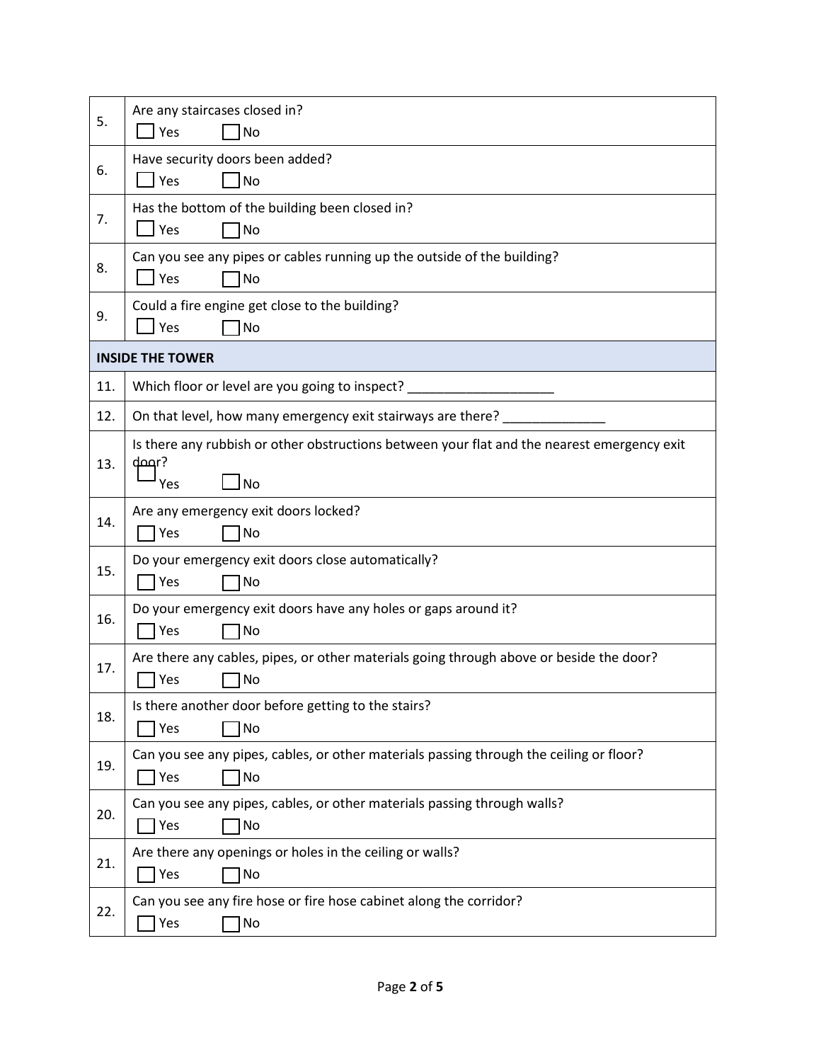| | |
|---|---|
| 5. | Are any staircases closed in?<br>☐ Yes ☐ No |
| 6. | Have security doors been added?<br>☐ Yes ☐ No |
| 7. | Has the bottom of the building been closed in?<br>☐ Yes ☐ No |
| 8. | Can you see any pipes or cables running up the outside of the building?<br>☐ Yes ☐ No |
| 9. | Could a fire engine get close to the building?<br>☐ Yes ☐ No |
| **INSIDE THE TOWER** | |
| 11. | Which floor or level are you going to inspect? ____________________ |
| 12. | On that level, how many emergency exit stairways are there? ______________ |
| 13. | Is there any rubbish or other obstructions between your flat and the nearest emergency exit door?<br>☐ Yes ☐ No |
| 14. | Are any emergency exit doors locked?<br>☐ Yes ☐ No |
| 15. | Do your emergency exit doors close automatically?<br>☐ Yes ☐ No |
| 16. | Do your emergency exit doors have any holes or gaps around it?<br>☐ Yes ☐ No |
| 17. | Are there any cables, pipes, or other materials going through above or beside the door?<br>☐ Yes ☐ No |
| 18. | Is there another door before getting to the stairs?<br>☐ Yes ☐ No |
| 19. | Can you see any pipes, cables, or other materials passing through the ceiling or floor?<br>☐ Yes ☐ No |
| 20. | Can you see any pipes, cables, or other materials passing through walls?<br>☐ Yes ☐ No |
| 21. | Are there any openings or holes in the ceiling or walls?<br>☐ Yes ☐ No |
| 22. | Can you see any fire hose or fire hose cabinet along the corridor?<br>☐ Yes ☐ No |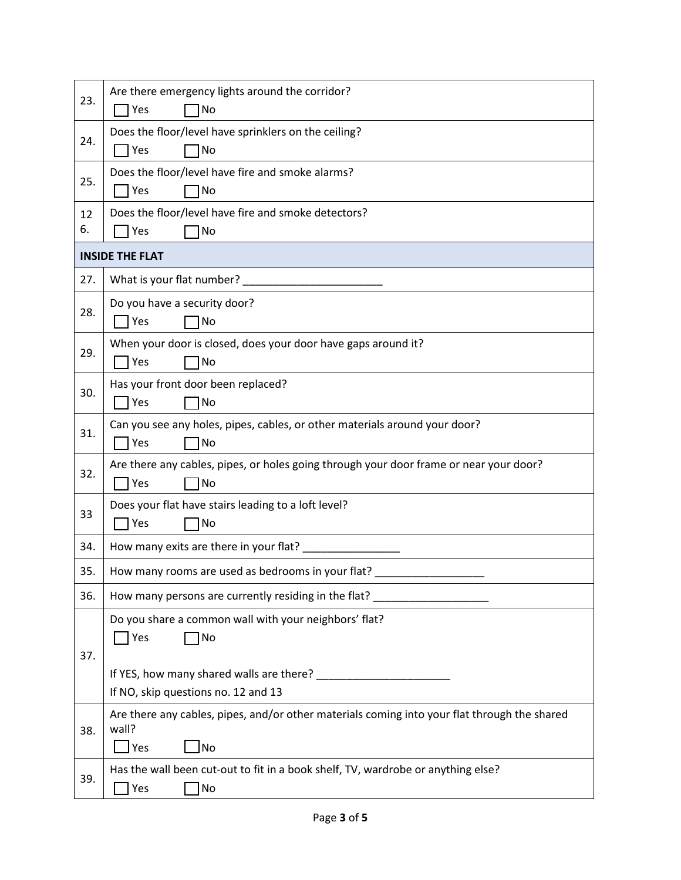| | |
|---|---|
| 23. | Are there emergency lights around the corridor?<br>☐ Yes ☐ No |
| 24. | Does the floor/level have sprinklers on the ceiling?<br>☐ Yes ☐ No |
| 25. | Does the floor/level have fire and smoke alarms?<br>☐ Yes ☐ No |
| 126. | Does the floor/level have fire and smoke detectors?<br>☐ Yes ☐ No |
| **INSIDE THE FLAT** | |
| 27. | What is your flat number? _______________________ |
| 28. | Do you have a security door?<br>☐ Yes ☐ No |
| 29. | When your door is closed, does your door have gaps around it?<br>☐ Yes ☐ No |
| 30. | Has your front door been replaced?<br>☐ Yes ☐ No |
| 31. | Can you see any holes, pipes, cables, or other materials around your door?<br>☐ Yes ☐ No |
| 32. | Are there any cables, pipes, or holes going through your door frame or near your door?<br>☐ Yes ☐ No |
| 33 | Does your flat have stairs leading to a loft level?<br>☐ Yes ☐ No |
| 34. | How many exits are there in your flat? ________________ |
| 35. | How many rooms are used as bedrooms in your flat? __________________ |
| 36. | How many persons are currently residing in the flat? ___________________ |
| 37. | Do you share a common wall with your neighbors' flat?<br>☐ Yes ☐ No<br><br>If YES, how many shared walls are there? ______________________<br>If NO, skip questions no. 12 and 13 |
| 38. | Are there any cables, pipes, and/or other materials coming into your flat through the shared wall?<br>☐ Yes ☐ No |
| 39. | Has the wall been cut-out to fit in a book shelf, TV, wardrobe or anything else?<br>☐ Yes ☐ No |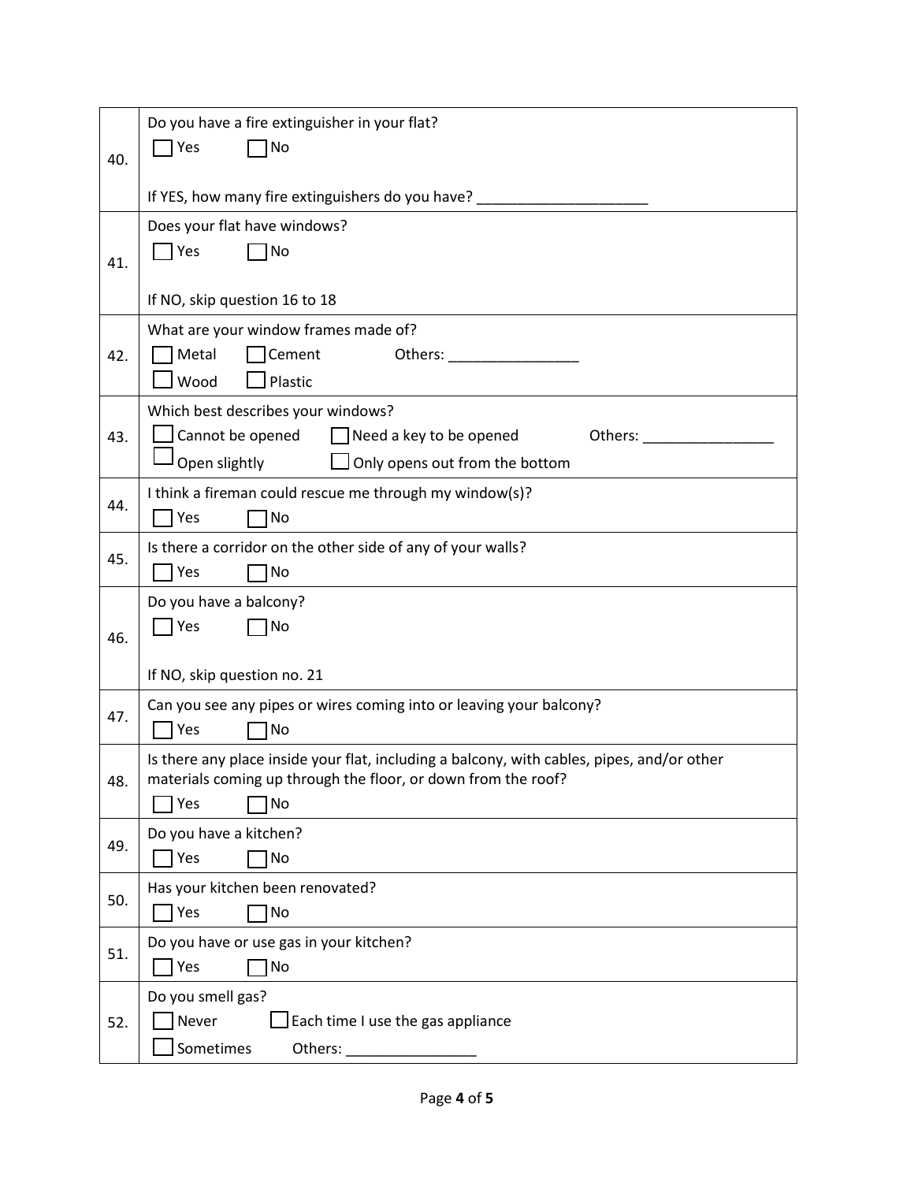| | |
|---|---|
| 40. | Do you have a fire extinguisher in your flat?<br>☐ Yes ☐ No<br><br>If YES, how many fire extinguishers do you have? _____________________ |
| 41. | Does your flat have windows?<br>☐ Yes ☐ No<br><br>If NO, skip question 16 to 18 |
| 42. | What are your window frames made of?<br>☐ Metal ☐ Cement Others: ________________<br>☐ Wood ☐ Plastic |
| 43. | Which best describes your windows?<br>☐ Cannot be opened ☐ Need a key to be opened Others: ________________<br>☐ Open slightly ☐ Only opens out from the bottom |
| 44. | I think a fireman could rescue me through my window(s)?<br>☐ Yes ☐ No |
| 45. | Is there a corridor on the other side of any of your walls?<br>☐ Yes ☐ No |
| 46. | Do you have a balcony?<br>☐ Yes ☐ No<br><br>If NO, skip question no. 21 |
| 47. | Can you see any pipes or wires coming into or leaving your balcony?<br>☐ Yes ☐ No |
| 48. | Is there any place inside your flat, including a balcony, with cables, pipes, and/or other materials coming up through the floor, or down from the roof?<br>☐ Yes ☐ No |
| 49. | Do you have a kitchen?<br>☐ Yes ☐ No |
| 50. | Has your kitchen been renovated?<br>☐ Yes ☐ No |
| 51. | Do you have or use gas in your kitchen?<br>☐ Yes ☐ No |
| 52. | Do you smell gas?<br>☐ Never ☐ Each time I use the gas appliance<br>☐ Sometimes Others: ________________ |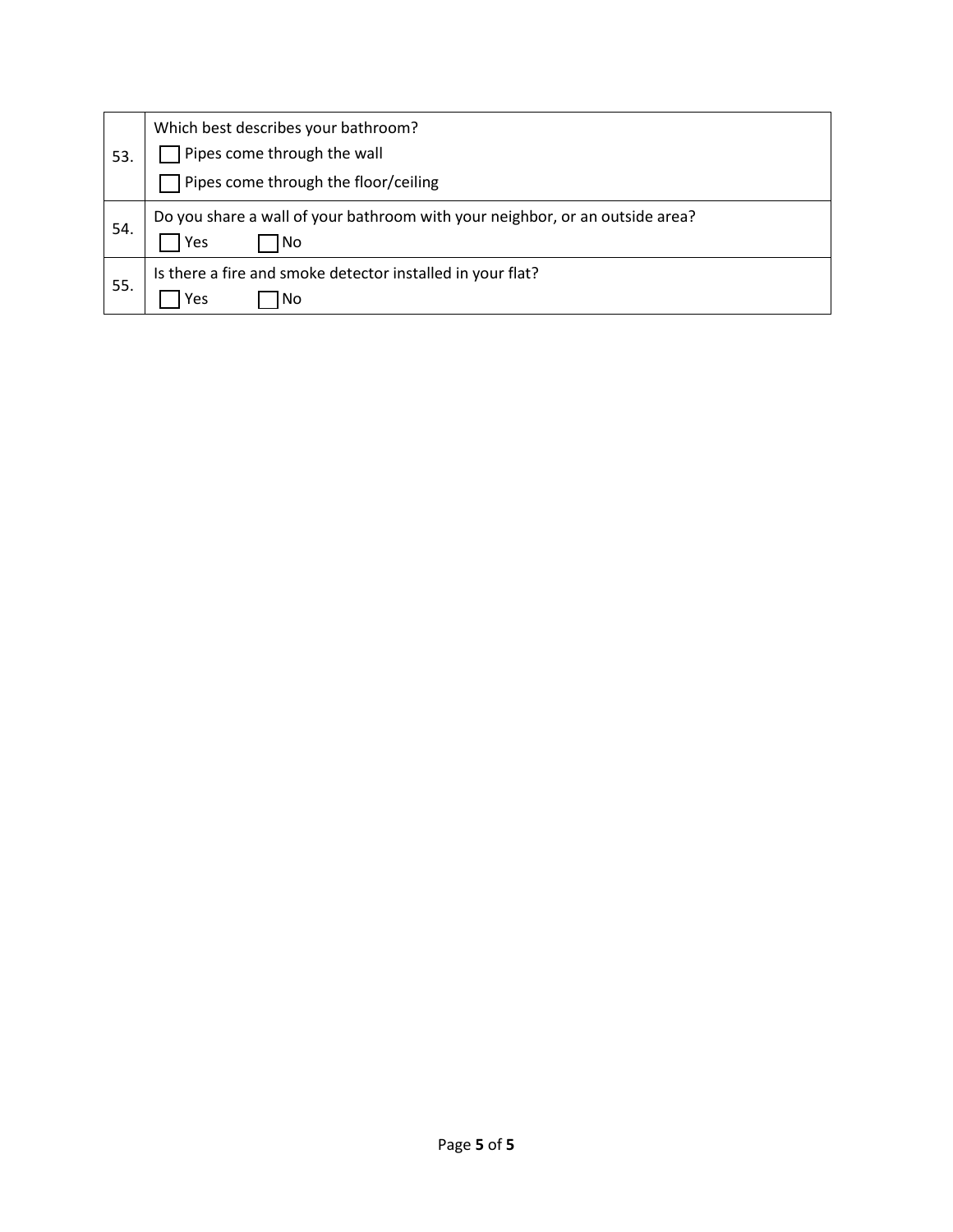| | |
|---|---|
| 53. | Which best describes your bathroom?<br>☐ Pipes come through the wall<br>☐ Pipes come through the floor/ceiling |
| 54. | Do you share a wall of your bathroom with your neighbor, or an outside area?<br>☐ Yes ☐ No |
| 55. | Is there a fire and smoke detector installed in your flat?<br>☐ Yes ☐ No |